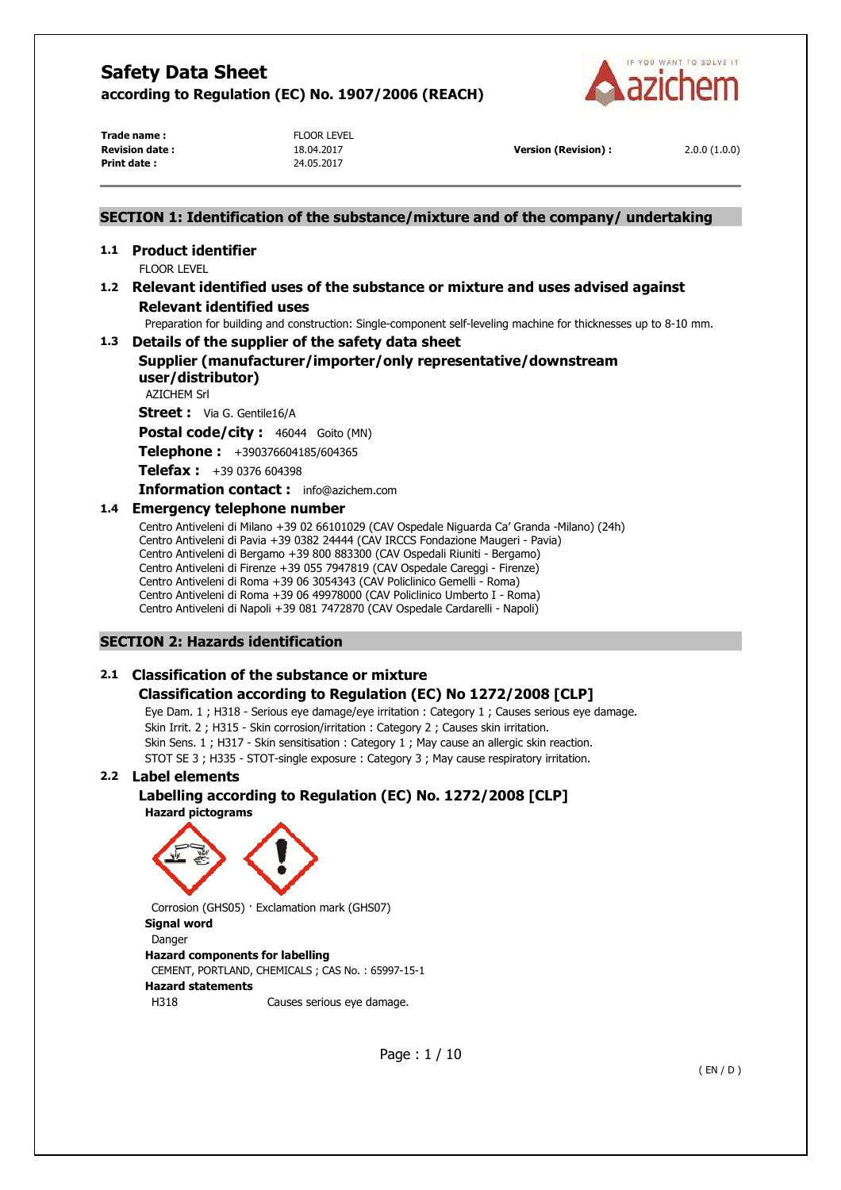# Safety Data Sheet

**according to Regulation (EC) No. 1907/2006 (REACH)**

| | | | |
|---|---|---|---|
| **Trade name :** | FLOOR LEVEL | | |
| **Revision date :** | 18.04.2017 | **Version (Revision) :** | 2.0.0 (1.0.0) |
| **Print date :** | 24.05.2017 | | |

## SECTION 1: Identification of the substance/mixture and of the company/ undertaking

### 1.1 Product identifier

FLOOR LEVEL

### 1.2 Relevant identified uses of the substance or mixture and uses advised against

**Relevant identified uses**

Preparation for building and construction: Single-component self-leveling machine for thicknesses up to 8-10 mm.

### 1.3 Details of the supplier of the safety data sheet

**Supplier (manufacturer/importer/only representative/downstream user/distributor)**

AZICHEM Srl

**Street :** Via G. Gentile16/A

**Postal code/city :** 46044 Goito (MN)

**Telephone :** +390376604185/604365

**Telefax :** +39 0376 604398

**Information contact :** info@azichem.com

### 1.4 Emergency telephone number

Centro Antiveleni di Milano +39 02 66101029 (CAV Ospedale Niguarda Ca' Granda -Milano) (24h)
Centro Antiveleni di Pavia +39 0382 24444 (CAV IRCCS Fondazione Maugeri - Pavia)
Centro Antiveleni di Bergamo +39 800 883300 (CAV Ospedali Riuniti - Bergamo)
Centro Antiveleni di Firenze +39 055 7947819 (CAV Ospedale Careggi - Firenze)
Centro Antiveleni di Roma +39 06 3054343 (CAV Policlinico Gemelli - Roma)
Centro Antiveleni di Roma +39 06 49978000 (CAV Policlinico Umberto I - Roma)
Centro Antiveleni di Napoli +39 081 7472870 (CAV Ospedale Cardarelli - Napoli)

## SECTION 2: Hazards identification

### 2.1 Classification of the substance or mixture

**Classification according to Regulation (EC) No 1272/2008 [CLP]**

Eye Dam. 1 ; H318 - Serious eye damage/eye irritation : Category 1 ; Causes serious eye damage.
Skin Irrit. 2 ; H315 - Skin corrosion/irritation : Category 2 ; Causes skin irritation.
Skin Sens. 1 ; H317 - Skin sensitisation : Category 1 ; May cause an allergic skin reaction.
STOT SE 3 ; H335 - STOT-single exposure : Category 3 ; May cause respiratory irritation.

### 2.2 Label elements

**Labelling according to Regulation (EC) No. 1272/2008 [CLP]**

**Hazard pictograms**

Corrosion (GHS05) · Exclamation mark (GHS07)

**Signal word**

Danger

**Hazard components for labelling**

CEMENT, PORTLAND, CHEMICALS ; CAS No. : 65997-15-1

**Hazard statements**

H318 Causes serious eye damage.

( EN / D )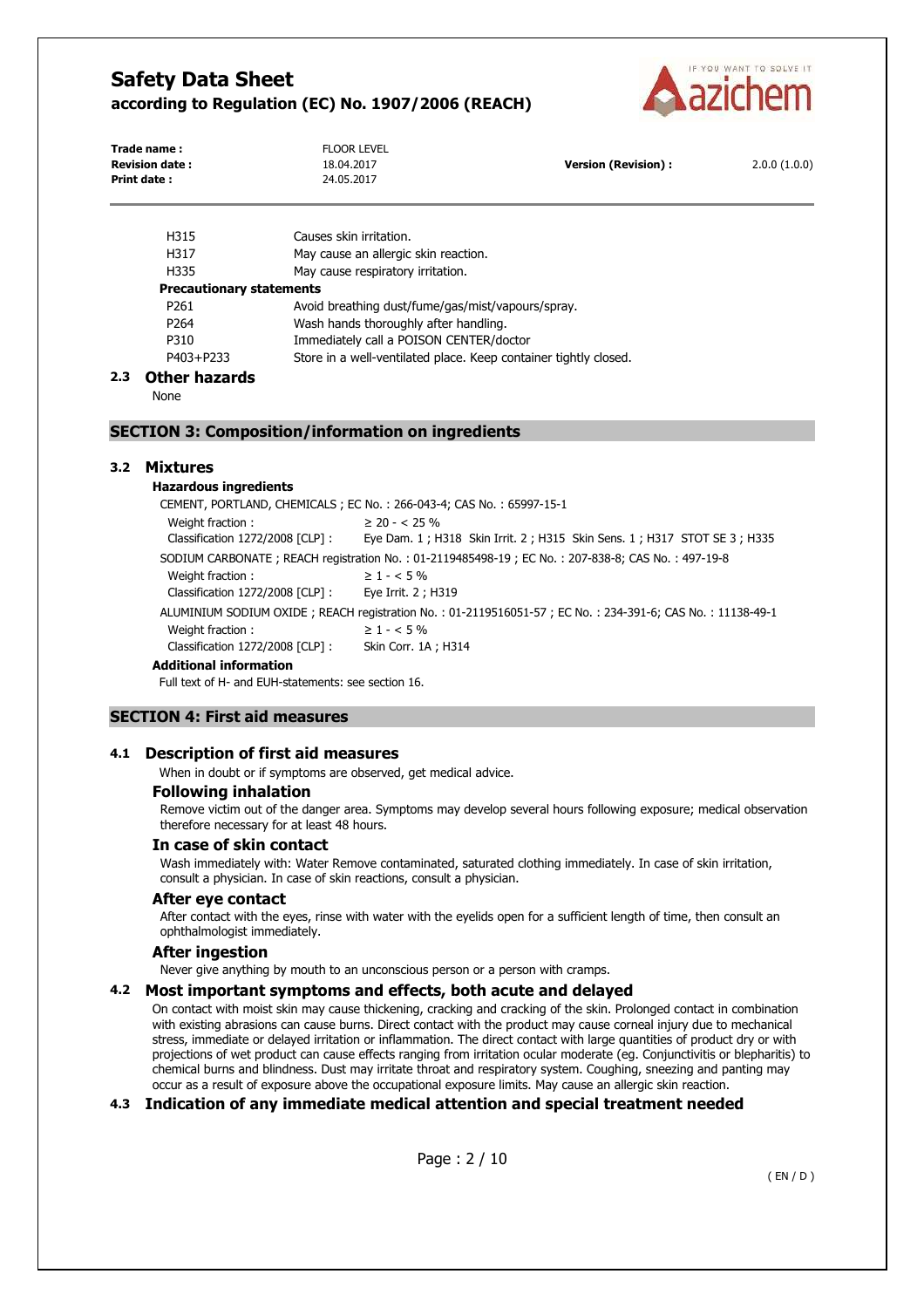| | |
|---|---|
| H315 | Causes skin irritation. |
| H317 | May cause an allergic skin reaction. |
| H335 | May cause respiratory irritation. |

**Precautionary statements**

| | |
|---|---|
| P261 | Avoid breathing dust/fume/gas/mist/vapours/spray. |
| P264 | Wash hands thoroughly after handling. |
| P310 | Immediately call a POISON CENTER/doctor |
| P403+P233 | Store in a well-ventilated place. Keep container tightly closed. |

### 2.3 Other hazards

None

## SECTION 3: Composition/information on ingredients

### 3.2 Mixtures

**Hazardous ingredients**

CEMENT, PORTLAND, CHEMICALS ; EC No. : 266-043-4; CAS No. : 65997-15-1

Weight fraction : ≥ 20 - < 25 %

Classification 1272/2008 [CLP] : Eye Dam. 1 ; H318 Skin Irrit. 2 ; H315 Skin Sens. 1 ; H317 STOT SE 3 ; H335

SODIUM CARBONATE ; REACH registration No. : 01-2119485498-19 ; EC No. : 207-838-8; CAS No. : 497-19-8

Weight fraction : ≥ 1 - < 5 %

Classification 1272/2008 [CLP] : Eye Irrit. 2 ; H319

ALUMINIUM SODIUM OXIDE ; REACH registration No. : 01-2119516051-57 ; EC No. : 234-391-6; CAS No. : 11138-49-1

Weight fraction : ≥ 1 - < 5 %

Classification 1272/2008 [CLP] : Skin Corr. 1A ; H314

**Additional information**

Full text of H- and EUH-statements: see section 16.

## SECTION 4: First aid measures

### 4.1 Description of first aid measures

When in doubt or if symptoms are observed, get medical advice.

**Following inhalation**

Remove victim out of the danger area. Symptoms may develop several hours following exposure; medical observation therefore necessary for at least 48 hours.

**In case of skin contact**

Wash immediately with: Water Remove contaminated, saturated clothing immediately. In case of skin irritation, consult a physician. In case of skin reactions, consult a physician.

**After eye contact**

After contact with the eyes, rinse with water with the eyelids open for a sufficient length of time, then consult an ophthalmologist immediately.

**After ingestion**

Never give anything by mouth to an unconscious person or a person with cramps.

### 4.2 Most important symptoms and effects, both acute and delayed

On contact with moist skin may cause thickening, cracking and cracking of the skin. Prolonged contact in combination with existing abrasions can cause burns. Direct contact with the product may cause corneal injury due to mechanical stress, immediate or delayed irritation or inflammation. The direct contact with large quantities of product dry or with projections of wet product can cause effects ranging from irritation ocular moderate (eg. Conjunctivitis or blepharitis) to chemical burns and blindness. Dust may irritate throat and respiratory system. Coughing, sneezing and panting may occur as a result of exposure above the occupational exposure limits. May cause an allergic skin reaction.

### 4.3 Indication of any immediate medical attention and special treatment needed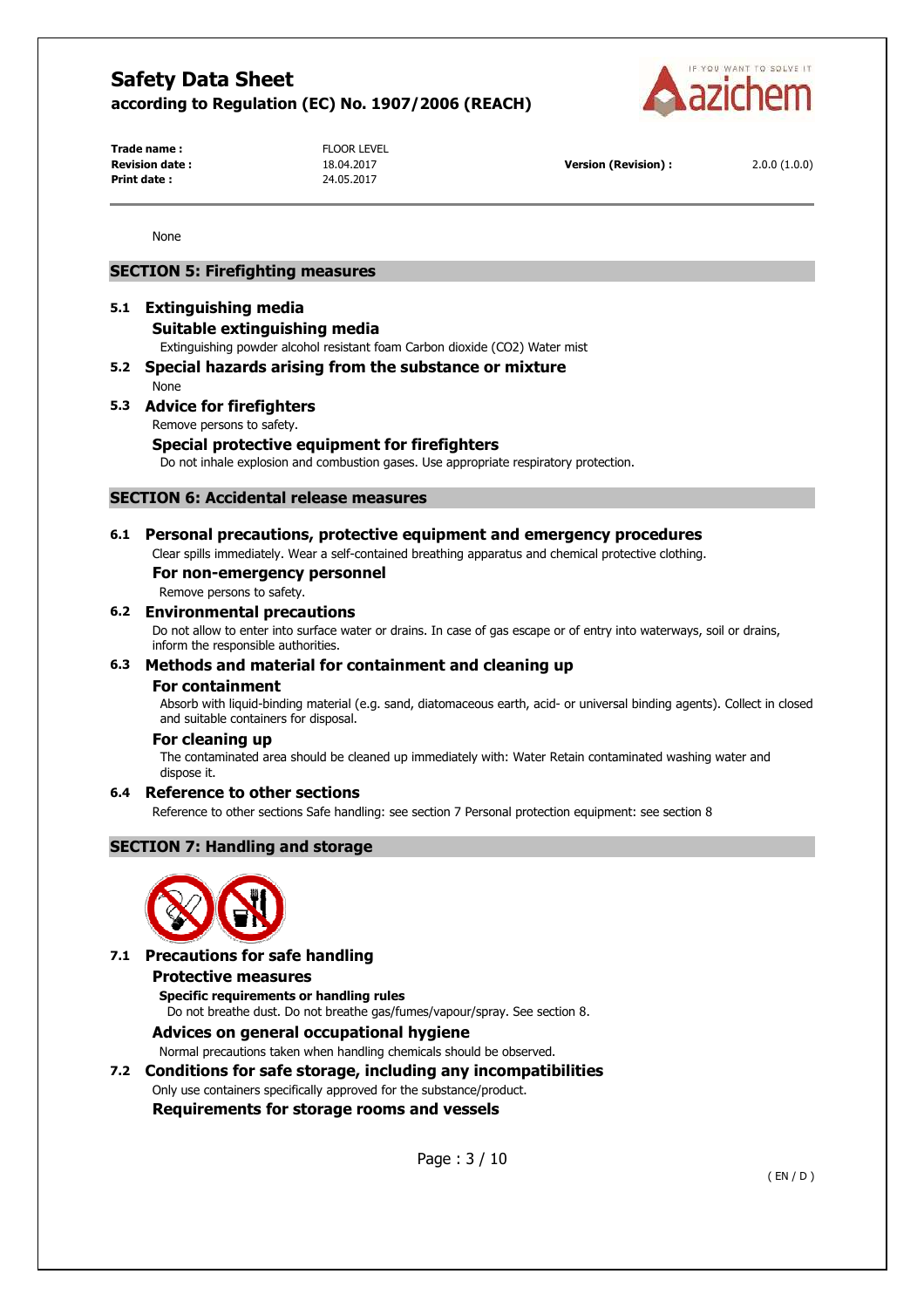None

## SECTION 5: Firefighting measures

### 5.1 Extinguishing media

#### Suitable extinguishing media

Extinguishing powder alcohol resistant foam Carbon dioxide ($CO_2$) Water mist

### 5.2 Special hazards arising from the substance or mixture

None

### 5.3 Advice for firefighters

Remove persons to safety.

#### Special protective equipment for firefighters

Do not inhale explosion and combustion gases. Use appropriate respiratory protection.

## SECTION 6: Accidental release measures

### 6.1 Personal precautions, protective equipment and emergency procedures

Clear spills immediately. Wear a self-contained breathing apparatus and chemical protective clothing.

#### For non-emergency personnel

Remove persons to safety.

### 6.2 Environmental precautions

Do not allow to enter into surface water or drains. In case of gas escape or of entry into waterways, soil or drains, inform the responsible authorities.

### 6.3 Methods and material for containment and cleaning up

#### For containment

Absorb with liquid-binding material (e.g. sand, diatomaceous earth, acid- or universal binding agents). Collect in closed and suitable containers for disposal.

#### For cleaning up

The contaminated area should be cleaned up immediately with: Water Retain contaminated washing water and dispose it.

### 6.4 Reference to other sections

Reference to other sections Safe handling: see section 7 Personal protection equipment: see section 8

## SECTION 7: Handling and storage

### 7.1 Precautions for safe handling

#### Protective measures

**Specific requirements or handling rules**

Do not breathe dust. Do not breathe gas/fumes/vapour/spray. See section 8.

#### Advices on general occupational hygiene

Normal precautions taken when handling chemicals should be observed.

### 7.2 Conditions for safe storage, including any incompatibilities

Only use containers specifically approved for the substance/product.

#### Requirements for storage rooms and vessels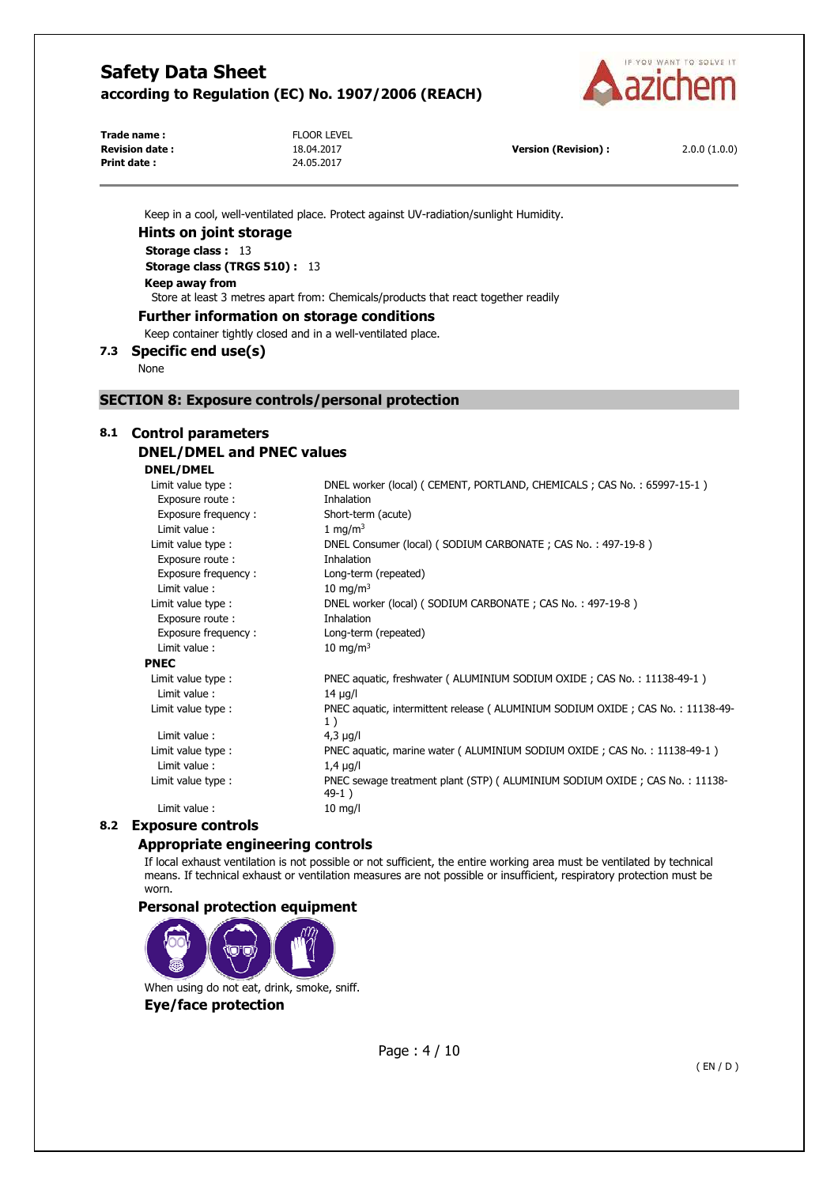Keep in a cool, well-ventilated place. Protect against UV-radiation/sunlight Humidity.

### Hints on joint storage

**Storage class :** 13

**Storage class (TRGS 510) :** 13

**Keep away from**

Store at least 3 metres apart from: Chemicals/products that react together readily

### Further information on storage conditions

Keep container tightly closed and in a well-ventilated place.

## 7.3 Specific end use(s)

None

# SECTION 8: Exposure controls/personal protection

## 8.1 Control parameters

### DNEL/DMEL and PNEC values

**DNEL/DMEL**

| | |
|---|---|
| Limit value type : | DNEL worker (local) ( CEMENT, PORTLAND, CHEMICALS ; CAS No. : 65997-15-1 ) |
| Exposure route : | Inhalation |
| Exposure frequency : | Short-term (acute) |
| Limit value : | 1 mg/m³ |
| Limit value type : | DNEL Consumer (local) ( SODIUM CARBONATE ; CAS No. : 497-19-8 ) |
| Exposure route : | Inhalation |
| Exposure frequency : | Long-term (repeated) |
| Limit value : | 10 mg/m³ |
| Limit value type : | DNEL worker (local) ( SODIUM CARBONATE ; CAS No. : 497-19-8 ) |
| Exposure route : | Inhalation |
| Exposure frequency : | Long-term (repeated) |
| Limit value : | 10 mg/m³ |

**PNEC**

| | |
|---|---|
| Limit value type : | PNEC aquatic, freshwater ( ALUMINIUM SODIUM OXIDE ; CAS No. : 11138-49-1 ) |
| Limit value : | 14 µg/l |
| Limit value type : | PNEC aquatic, intermittent release ( ALUMINIUM SODIUM OXIDE ; CAS No. : 11138-49-1 ) |
| Limit value : | 4,3 µg/l |
| Limit value type : | PNEC aquatic, marine water ( ALUMINIUM SODIUM OXIDE ; CAS No. : 11138-49-1 ) |
| Limit value : | 1,4 µg/l |
| Limit value type : | PNEC sewage treatment plant (STP) ( ALUMINIUM SODIUM OXIDE ; CAS No. : 11138-49-1 ) |
| Limit value : | 10 mg/l |

## 8.2 Exposure controls

### Appropriate engineering controls

If local exhaust ventilation is not possible or not sufficient, the entire working area must be ventilated by technical means. If technical exhaust or ventilation measures are not possible or insufficient, respiratory protection must be worn.

### Personal protection equipment

When using do not eat, drink, smoke, sniff.

**Eye/face protection**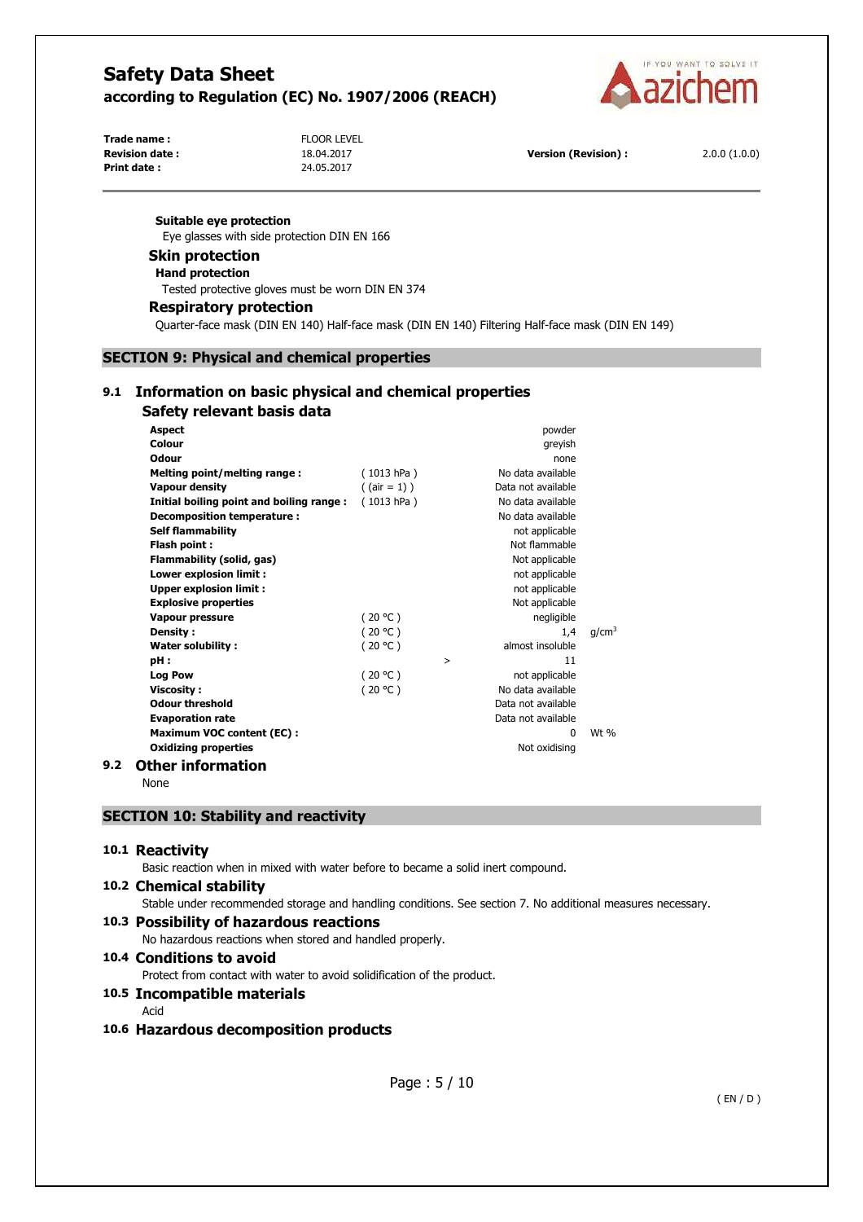**Suitable eye protection**

Eye glasses with side protection DIN EN 166

### Skin protection

**Hand protection**

Tested protective gloves must be worn DIN EN 374

### Respiratory protection

Quarter-face mask (DIN EN 140) Half-face mask (DIN EN 140) Filtering Half-face mask (DIN EN 149)

## SECTION 9: Physical and chemical properties

### 9.1 Information on basic physical and chemical properties

#### Safety relevant basis data

| Property | Condition | | Value | Unit |
|---|---|---|---|---|
| **Aspect** | | | powder | |
| **Colour** | | | greyish | |
| **Odour** | | | none | |
| **Melting point/melting range :** | ( 1013 hPa ) | | No data available | |
| **Vapour density** | ( (air = 1) ) | | Data not available | |
| **Initial boiling point and boiling range :** | ( 1013 hPa ) | | No data available | |
| **Decomposition temperature :** | | | No data available | |
| **Self flammability** | | | not applicable | |
| **Flash point :** | | | Not flammable | |
| **Flammability (solid, gas)** | | | Not applicable | |
| **Lower explosion limit :** | | | not applicable | |
| **Upper explosion limit :** | | | not applicable | |
| **Explosive properties** | | | Not applicable | |
| **Vapour pressure** | ( 20 °C ) | | negligible | |
| **Density :** | ( 20 °C ) | | 1,4 | $g/cm^3$ |
| **Water solubility :** | ( 20 °C ) | | almost insoluble | |
| **pH :** | | > | 11 | |
| **Log Pow** | ( 20 °C ) | | not applicable | |
| **Viscosity :** | ( 20 °C ) | | No data available | |
| **Odour threshold** | | | Data not available | |
| **Evaporation rate** | | | Data not available | |
| **Maximum VOC content (EC) :** | | | 0 | Wt % |
| **Oxidizing properties** | | | Not oxidising | |

### 9.2 Other information

None

## SECTION 10: Stability and reactivity

### 10.1 Reactivity

Basic reaction when in mixed with water before to became a solid inert compound.

### 10.2 Chemical stability

Stable under recommended storage and handling conditions. See section 7. No additional measures necessary.

### 10.3 Possibility of hazardous reactions

No hazardous reactions when stored and handled properly.

### 10.4 Conditions to avoid

Protect from contact with water to avoid solidification of the product.

### 10.5 Incompatible materials

Acid

### 10.6 Hazardous decomposition products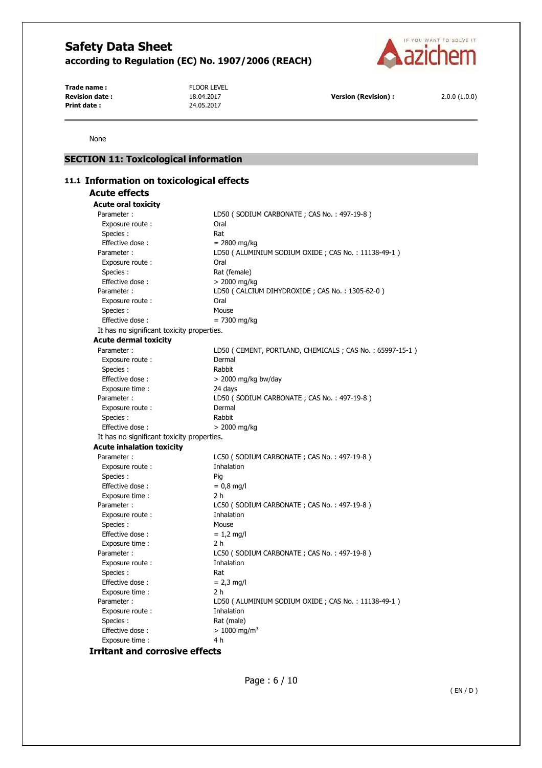None

## SECTION 11: Toxicological information

### 11.1 Information on toxicological effects

#### Acute effects

**Acute oral toxicity**

| | |
|---|---|
| Parameter : | LD50 ( SODIUM CARBONATE ; CAS No. : 497-19-8 ) |
| Exposure route : | Oral |
| Species : | Rat |
| Effective dose : | = 2800 mg/kg |
| Parameter : | LD50 ( ALUMINIUM SODIUM OXIDE ; CAS No. : 11138-49-1 ) |
| Exposure route : | Oral |
| Species : | Rat (female) |
| Effective dose : | > 2000 mg/kg |
| Parameter : | LD50 ( CALCIUM DIHYDROXIDE ; CAS No. : 1305-62-0 ) |
| Exposure route : | Oral |
| Species : | Mouse |
| Effective dose : | = 7300 mg/kg |

It has no significant toxicity properties.

**Acute dermal toxicity**

| | |
|---|---|
| Parameter : | LD50 ( CEMENT, PORTLAND, CHEMICALS ; CAS No. : 65997-15-1 ) |
| Exposure route : | Dermal |
| Species : | Rabbit |
| Effective dose : | > 2000 mg/kg bw/day |
| Exposure time : | 24 days |
| Parameter : | LD50 ( SODIUM CARBONATE ; CAS No. : 497-19-8 ) |
| Exposure route : | Dermal |
| Species : | Rabbit |
| Effective dose : | > 2000 mg/kg |

It has no significant toxicity properties.

**Acute inhalation toxicity**

| | |
|---|---|
| Parameter : | LC50 ( SODIUM CARBONATE ; CAS No. : 497-19-8 ) |
| Exposure route : | Inhalation |
| Species : | Pig |
| Effective dose : | = 0,8 mg/l |
| Exposure time : | 2 h |
| Parameter : | LC50 ( SODIUM CARBONATE ; CAS No. : 497-19-8 ) |
| Exposure route : | Inhalation |
| Species : | Mouse |
| Effective dose : | = 1,2 mg/l |
| Exposure time : | 2 h |
| Parameter : | LC50 ( SODIUM CARBONATE ; CAS No. : 497-19-8 ) |
| Exposure route : | Inhalation |
| Species : | Rat |
| Effective dose : | = 2,3 mg/l |
| Exposure time : | 2 h |
| Parameter : | LD50 ( ALUMINIUM SODIUM OXIDE ; CAS No. : 11138-49-1 ) |
| Exposure route : | Inhalation |
| Species : | Rat (male) |
| Effective dose : | > 1000 $mg/m^3$ |
| Exposure time : | 4 h |

#### Irritant and corrosive effects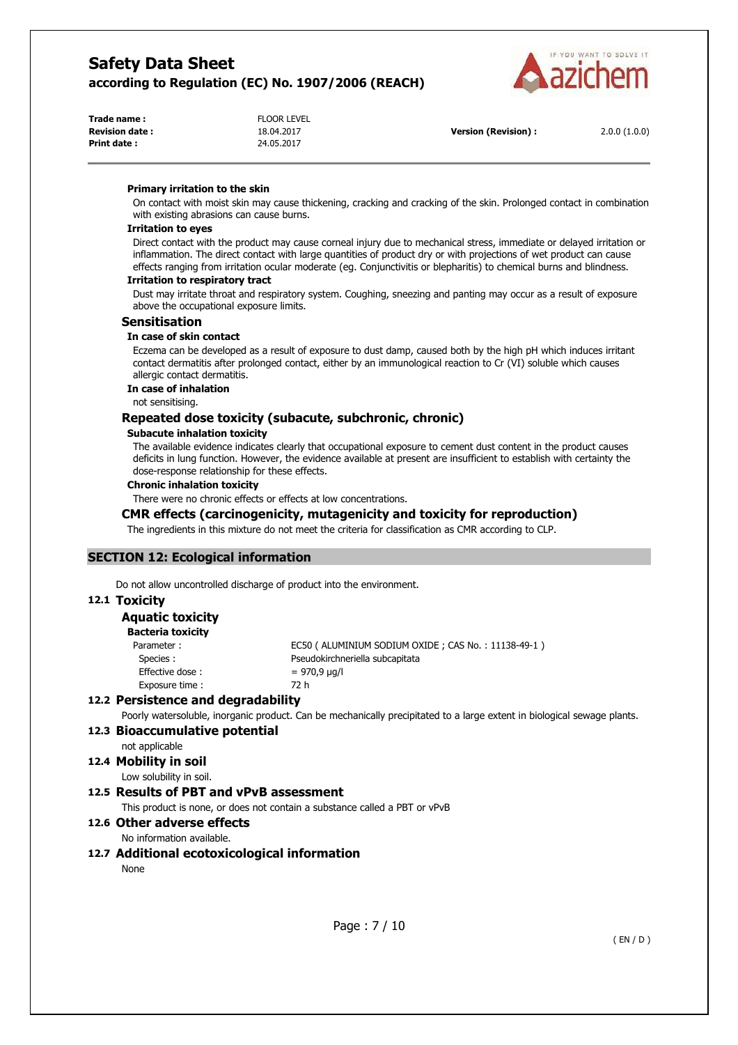#### Primary irritation to the skin

On contact with moist skin may cause thickening, cracking and cracking of the skin. Prolonged contact in combination with existing abrasions can cause burns.

#### Irritation to eyes

Direct contact with the product may cause corneal injury due to mechanical stress, immediate or delayed irritation or inflammation. The direct contact with large quantities of product dry or with projections of wet product can cause effects ranging from irritation ocular moderate (eg. Conjunctivitis or blepharitis) to chemical burns and blindness.

#### Irritation to respiratory tract

Dust may irritate throat and respiratory system. Coughing, sneezing and panting may occur as a result of exposure above the occupational exposure limits.

### Sensitisation

#### In case of skin contact

Eczema can be developed as a result of exposure to dust damp, caused both by the high pH which induces irritant contact dermatitis after prolonged contact, either by an immunological reaction to Cr (VI) soluble which causes allergic contact dermatitis.

#### In case of inhalation

not sensitising.

### Repeated dose toxicity (subacute, subchronic, chronic)

#### Subacute inhalation toxicity

The available evidence indicates clearly that occupational exposure to cement dust content in the product causes deficits in lung function. However, the evidence available at present are insufficient to establish with certainty the dose-response relationship for these effects.

#### Chronic inhalation toxicity

There were no chronic effects or effects at low concentrations.

### CMR effects (carcinogenicity, mutagenicity and toxicity for reproduction)

The ingredients in this mixture do not meet the criteria for classification as CMR according to CLP.

## SECTION 12: Ecological information

Do not allow uncontrolled discharge of product into the environment.

### 12.1 Toxicity

#### Aquatic toxicity

**Bacteria toxicity**

| | |
|---|---|
| Parameter : | EC50 ( ALUMINIUM SODIUM OXIDE ; CAS No. : 11138-49-1 ) |
| Species : | Pseudokirchneriella subcapitata |
| Effective dose : | = 970,9 µg/l |
| Exposure time : | 72 h |

### 12.2 Persistence and degradability

Poorly watersoluble, inorganic product. Can be mechanically precipitated to a large extent in biological sewage plants.

### 12.3 Bioaccumulative potential

not applicable

### 12.4 Mobility in soil

Low solubility in soil.

### 12.5 Results of PBT and vPvB assessment

This product is none, or does not contain a substance called a PBT or vPvB

### 12.6 Other adverse effects

No information available.

### 12.7 Additional ecotoxicological information

None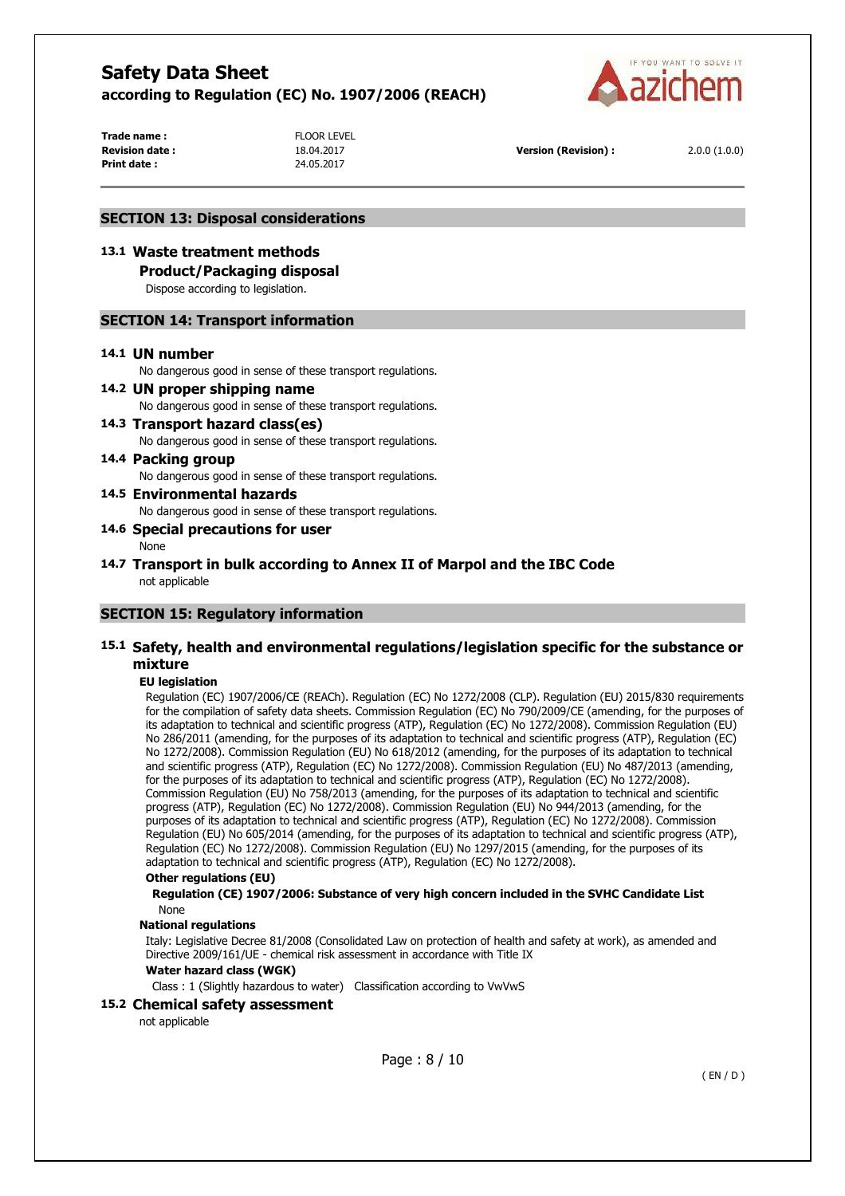## SECTION 13: Disposal considerations

### 13.1 Waste treatment methods

**Product/Packaging disposal**

Dispose according to legislation.

## SECTION 14: Transport information

### 14.1 UN number

No dangerous good in sense of these transport regulations.

### 14.2 UN proper shipping name

No dangerous good in sense of these transport regulations.

### 14.3 Transport hazard class(es)

No dangerous good in sense of these transport regulations.

### 14.4 Packing group

No dangerous good in sense of these transport regulations.

### 14.5 Environmental hazards

No dangerous good in sense of these transport regulations.

### 14.6 Special precautions for user

None

### 14.7 Transport in bulk according to Annex II of Marpol and the IBC Code

not applicable

## SECTION 15: Regulatory information

### 15.1 Safety, health and environmental regulations/legislation specific for the substance or mixture

**EU legislation**

Regulation (EC) 1907/2006/CE (REACh). Regulation (EC) No 1272/2008 (CLP). Regulation (EU) 2015/830 requirements for the compilation of safety data sheets. Commission Regulation (EC) No 790/2009/CE (amending, for the purposes of its adaptation to technical and scientific progress (ATP), Regulation (EC) No 1272/2008). Commission Regulation (EU) No 286/2011 (amending, for the purposes of its adaptation to technical and scientific progress (ATP), Regulation (EC) No 1272/2008). Commission Regulation (EU) No 618/2012 (amending, for the purposes of its adaptation to technical and scientific progress (ATP), Regulation (EC) No 1272/2008). Commission Regulation (EU) No 487/2013 (amending, for the purposes of its adaptation to technical and scientific progress (ATP), Regulation (EC) No 1272/2008). Commission Regulation (EU) No 758/2013 (amending, for the purposes of its adaptation to technical and scientific progress (ATP), Regulation (EC) No 1272/2008). Commission Regulation (EU) No 944/2013 (amending, for the purposes of its adaptation to technical and scientific progress (ATP), Regulation (EC) No 1272/2008). Commission Regulation (EU) No 605/2014 (amending, for the purposes of its adaptation to technical and scientific progress (ATP), Regulation (EC) No 1272/2008). Commission Regulation (EU) No 1297/2015 (amending, for the purposes of its adaptation to technical and scientific progress (ATP), Regulation (EC) No 1272/2008).

**Other regulations (EU)**

**Regulation (CE) 1907/2006: Substance of very high concern included in the SVHC Candidate List**

None

**National regulations**

Italy: Legislative Decree 81/2008 (Consolidated Law on protection of health and safety at work), as amended and Directive 2009/161/UE - chemical risk assessment in accordance with Title IX

**Water hazard class (WGK)**

Class : 1 (Slightly hazardous to water) Classification according to VwVwS

### 15.2 Chemical safety assessment

not applicable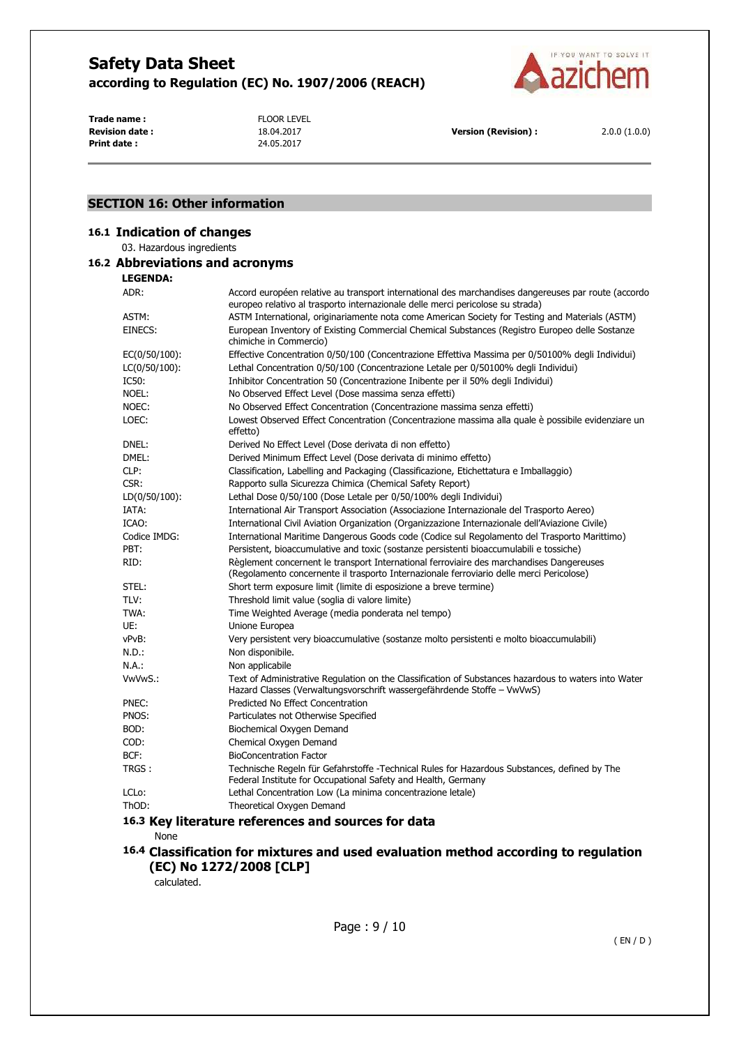## SECTION 16: Other information

### 16.1 Indication of changes

03. Hazardous ingredients

### 16.2 Abbreviations and acronyms

**LEGENDA:**

| | |
|---|---|
| ADR: | Accord européen relative au transport international des marchandises dangereuses par route (accordo europeo relativo al trasporto internazionale delle merci pericolose su strada) |
| ASTM: | ASTM International, originariamente nota come American Society for Testing and Materials (ASTM) |
| EINECS: | European Inventory of Existing Commercial Chemical Substances (Registro Europeo delle Sostanze chimiche in Commercio) |
| EC(0/50/100): | Effective Concentration 0/50/100 (Concentrazione Effettiva Massima per 0/50100% degli Individui) |
| LC(0/50/100): | Lethal Concentration 0/50/100 (Concentrazione Letale per 0/50100% degli Individui) |
| IC50: | Inhibitor Concentration 50 (Concentrazione Inibente per il 50% degli Individui) |
| NOEL: | No Observed Effect Level (Dose massima senza effetti) |
| NOEC: | No Observed Effect Concentration (Concentrazione massima senza effetti) |
| LOEC: | Lowest Observed Effect Concentration (Concentrazione massima alla quale è possibile evidenziare un effetto) |
| DNEL: | Derived No Effect Level (Dose derivata di non effetto) |
| DMEL: | Derived Minimum Effect Level (Dose derivata di minimo effetto) |
| CLP: | Classification, Labelling and Packaging (Classificazione, Etichettatura e Imballaggio) |
| CSR: | Rapporto sulla Sicurezza Chimica (Chemical Safety Report) |
| LD(0/50/100): | Lethal Dose 0/50/100 (Dose Letale per 0/50/100% degli Individui) |
| IATA: | International Air Transport Association (Associazione Internazionale del Trasporto Aereo) |
| ICAO: | International Civil Aviation Organization (Organizzazione Internazionale dell'Aviazione Civile) |
| Codice IMDG: | International Maritime Dangerous Goods code (Codice sul Regolamento del Trasporto Marittimo) |
| PBT: | Persistent, bioaccumulative and toxic (sostanze persistenti bioaccumulabili e tossiche) |
| RID: | Règlement concernent le transport International ferroviaire des marchandises Dangereuses (Regolamento concernente il trasporto Internazionale ferroviario delle merci Pericolose) |
| STEL: | Short term exposure limit (limite di esposizione a breve termine) |
| TLV: | Threshold limit value (soglia di valore limite) |
| TWA: | Time Weighted Average (media ponderata nel tempo) |
| UE: | Unione Europea |
| vPvB: | Very persistent very bioaccumulative (sostanze molto persistenti e molto bioaccumulabili) |
| N.D.: | Non disponibile. |
| N.A.: | Non applicabile |
| VwVwS.: | Text of Administrative Regulation on the Classification of Substances hazardous to waters into Water Hazard Classes (Verwaltungsvorschrift wassergefährdende Stoffe – VwVwS) |
| PNEC: | Predicted No Effect Concentration |
| PNOS: | Particulates not Otherwise Specified |
| BOD: | Biochemical Oxygen Demand |
| COD: | Chemical Oxygen Demand |
| BCF: | BioConcentration Factor |
| TRGS : | Technische Regeln für Gefahrstoffe -Technical Rules for Hazardous Substances, defined by The Federal Institute for Occupational Safety and Health, Germany |
| LCLo: | Lethal Concentration Low (La minima concentrazione letale) |
| ThOD: | Theoretical Oxygen Demand |

### 16.3 Key literature references and sources for data

None

### 16.4 Classification for mixtures and used evaluation method according to regulation (EC) No 1272/2008 [CLP]

calculated.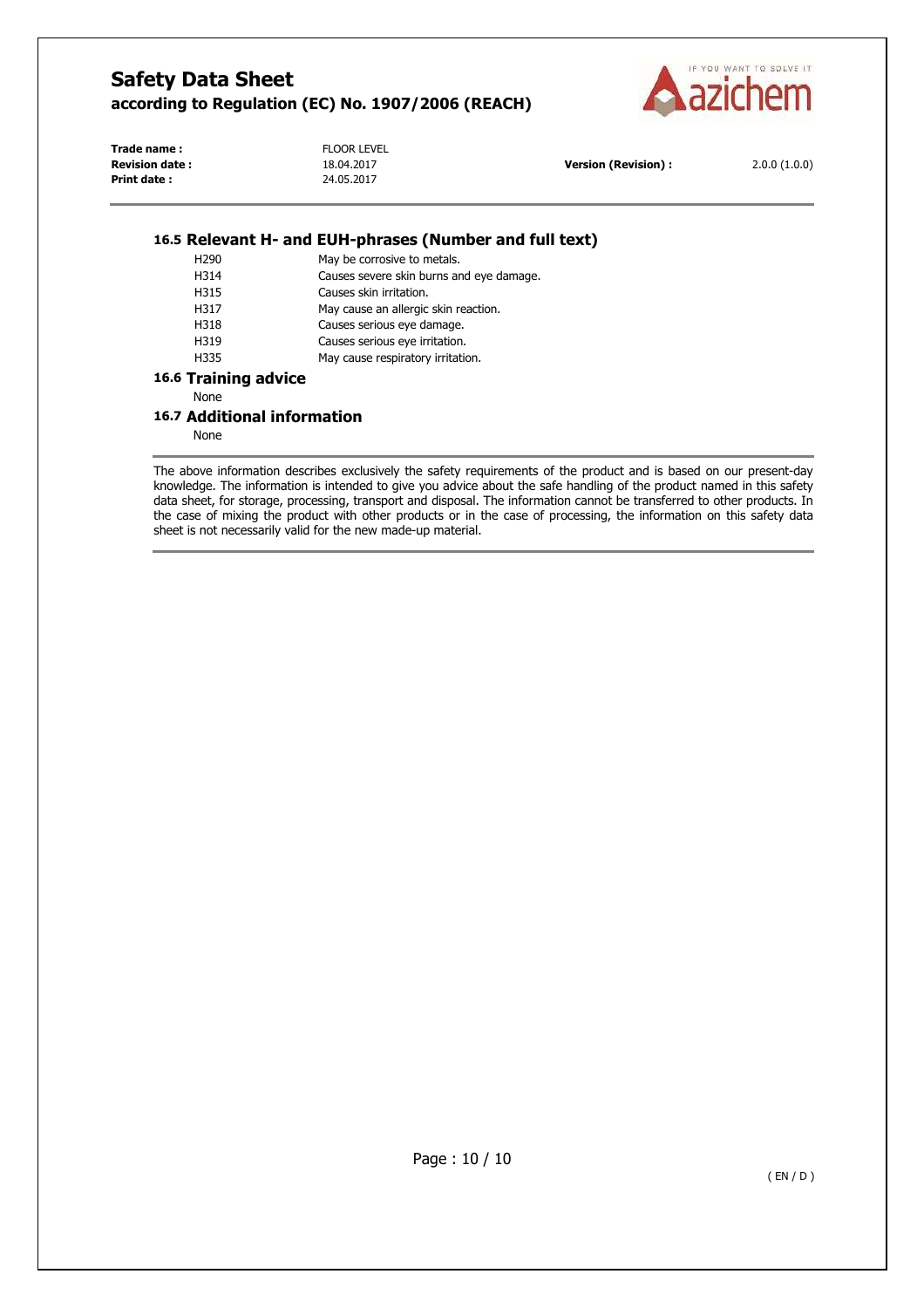### 16.5 Relevant H- and EUH-phrases (Number and full text)

| | |
|---|---|
| H290 | May be corrosive to metals. |
| H314 | Causes severe skin burns and eye damage. |
| H315 | Causes skin irritation. |
| H317 | May cause an allergic skin reaction. |
| H318 | Causes serious eye damage. |
| H319 | Causes serious eye irritation. |
| H335 | May cause respiratory irritation. |

### 16.6 Training advice

None

### 16.7 Additional information

None

---

The above information describes exclusively the safety requirements of the product and is based on our present-day knowledge. The information is intended to give you advice about the safe handling of the product named in this safety data sheet, for storage, processing, transport and disposal. The information cannot be transferred to other products. In the case of mixing the product with other products or in the case of processing, the information on this safety data sheet is not necessarily valid for the new made-up material.